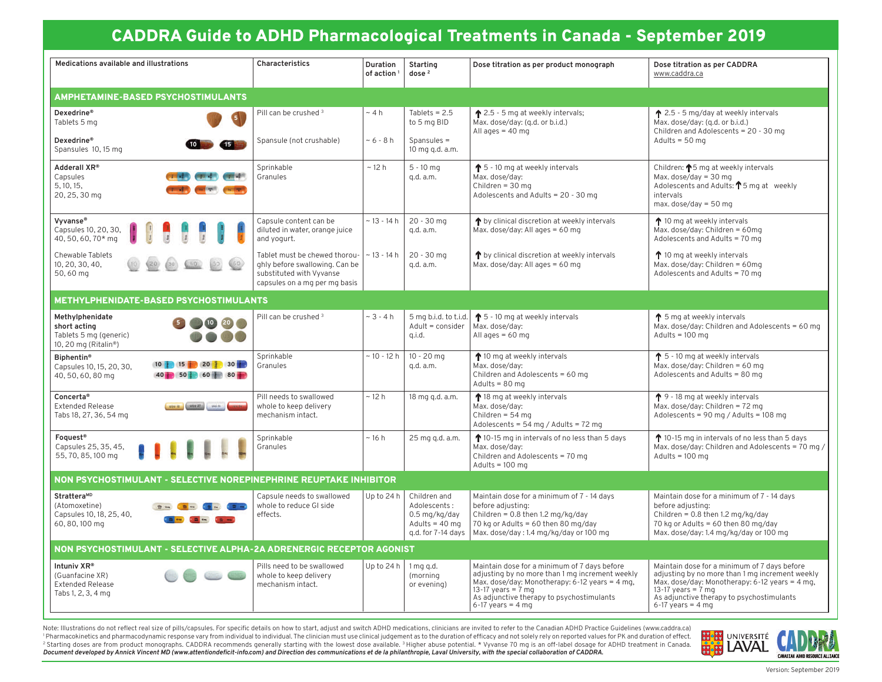# CADDRA Guide to ADHD Pharmacological Treatments in Canada - September 2019

| Medications available and illustrations | Characteristics | Duration of action [1] | Starting dose [2] | Dose titration as per product monograph | Dose titration as per CADDRA www.caddra.ca |
|---|---|---|---|---|---|
| **AMPHETAMINE-BASED PSYCHOSTIMULANTS** | | | | | |
| **Dexedrine®** Tablets 5 mg | Pill can be crushed [3] | ~ 4 h | Tablets = 2.5 to 5 mg BID | ↑ 2.5 - 5 mg at weekly intervals; Max. dose/day: (q.d. or b.i.d.) All ages = 40 mg | ↑ 2.5 - 5 mg/day at weekly intervals Max. dose/day: (q.d. or b.i.d.) Children and Adolescents = 20 - 30 mg Adults = 50 mg |
| **Dexedrine®** Spansules 10, 15 mg | Spansule (not crushable) | ~ 6 - 8 h | Spansules = 10 mg q.d. a.m. | | |
| **Adderall XR®** Capsules 5, 10, 15, 20, 25, 30 mg | Sprinkable Granules | ~ 12 h | 5 - 10 mg q.d. a.m. | ↑ 5 - 10 mg at weekly intervals Max. dose/day: Children = 30 mg Adolescents and Adults = 20 - 30 mg | Children: ↑ 5 mg at weekly intervals Max. dose/day = 30 mg Adolescents and Adults: ↑ 5 mg at weekly intervals max. dose/day = 50 mg |
| **Vyvanse®** Capsules 10, 20, 30, 40, 50, 60, 70* mg | Capsule content can be diluted in water, orange juice and yogurt. | ~ 13 - 14 h | 20 - 30 mg q.d. a.m. | ↑ by clinical discretion at weekly intervals Max. dose/day: All ages = 60 mg | ↑ 10 mg at weekly intervals Max. dose/day: Children = 60mg Adolescents and Adults = 70 mg |
| Chewable Tablets 10, 20, 30, 40, 50, 60 mg | Tablet must be chewed thoroughly before swallowing. Can be substituted with Vyvanse capsules on a mg per mg basis | ~ 13 - 14 h | 20 - 30 mg q.d. a.m. | ↑ by clinical discretion at weekly intervals Max. dose/day: All ages = 60 mg | ↑ 10 mg at weekly intervals Max. dose/day: Children = 60mg Adolescents and Adults = 70 mg |
| **METHYLPHENIDATE-BASED PSYCHOSTIMULANTS** | | | | | |
| **Methylphenidate short acting** Tablets 5 mg (generic) 10, 20 mg (Ritalin®) | Pill can be crushed [3] | ~ 3 - 4 h | 5 mg b.i.d. to t.i.d. Adult = consider q.i.d. | ↑ 5 - 10 mg at weekly intervals Max. dose/day: All ages = 60 mg | ↑ 5 mg at weekly intervals Max. dose/day: Children and Adolescents = 60 mg Adults = 100 mg |
| **Biphentin®** Capsules 10, 15, 20, 30, 40, 50, 60, 80 mg | Sprinkable Granules | ~ 10 - 12 h | 10 - 20 mg q.d. a.m. | ↑ 10 mg at weekly intervals Max. dose/day: Children and Adolescents = 60 mg Adults = 80 mg | ↑ 5 - 10 mg at weekly intervals Max. dose/day: Children = 60 mg Adolescents and Adults = 80 mg |
| **Concerta®** Extended Release Tabs 18, 27, 36, 54 mg | Pill needs to swallowed whole to keep delivery mechanism intact. | ~ 12 h | 18 mg q.d. a.m. | ↑ 18 mg at weekly intervals Max. dose/day: Children = 54 mg Adolescents = 54 mg / Adults = 72 mg | ↑ 9 - 18 mg at weekly intervals Max. dose/day: Children = 72 mg Adolescents = 90 mg / Adults = 108 mg |
| **Foquest®** Capsules 25, 35, 45, 55, 70, 85, 100 mg | Sprinkable Granules | ~ 16 h | 25 mg q.d. a.m. | ↑ 10-15 mg in intervals of no less than 5 days Max. dose/day: Children and Adolescents = 70 mg Adults = 100 mg | ↑ 10-15 mg in intervals of no less than 5 days Max. dose/day: Children and Adolescents = 70 mg / Adults = 100 mg |
| **NON PSYCHOSTIMULANT - SELECTIVE NOREPINEPHRINE REUPTAKE INHIBITOR** | | | | | |
| **Strattera[MD]** (Atomoxetine) Capsules 10, 18, 25, 40, 60, 80, 100 mg | Capsule needs to swallowed whole to reduce GI side effects. | Up to 24 h | Children and Adolescents : 0.5 mg/kg/day Adults = 40 mg q.d. for 7-14 days | Maintain dose for a minimum of 7 - 14 days before adjusting: Children = 0.8 then 1.2 mg/kg/day 70 kg or Adults = 60 then 80 mg/day Max. dose/day : 1.4 mg/kg/day or 100 mg | Maintain dose for a minimum of 7 - 14 days before adjusting: Children = 0.8 then 1.2 mg/kg/day 70 kg or Adults = 60 then 80 mg/day Max. dose/day: 1.4 mg/kg/day or 100 mg |
| **NON PSYCHOSTIMULANT - SELECTIVE ALPHA-2A ADRENERGIC RECEPTOR AGONIST** | | | | | |
| **Intuniv XR®** (Guanfacine XR) Extended Release Tabs 1, 2, 3, 4 mg | Pills need to be swallowed whole to keep delivery mechanism intact. | Up to 24 h | 1 mg q.d. (morning or evening) | Maintain dose for a minimum of 7 days before adjusting by no more than 1 mg increment weekly Max. dose/day: Monotherapy: 6-12 years = 4 mg, 13-17 years = 7 mg As adjunctive therapy to psychostimulants 6-17 years = 4 mg | Maintain dose for a minimum of 7 days before adjusting by no more than 1 mg increment weekly Max. dose/day: Monotherapy: 6-12 years = 4 mg, 13-17 years = 7 mg As adjunctive therapy to psychostimulants 6-17 years = 4 mg |

Note: Illustrations do not reflect real size of pills/capsules. For specific details on how to start, adjust and switch ADHD medications, clinicians are invited to refer to the Canadian ADHD Practice Guidelines (www.caddra.ca)

[1] Pharmacokinetics and pharmacodynamic response vary from individual to individual. The clinician must use clinical judgement as to the duration of efficacy and not solely rely on reported values for PK and duration of effect.

[2] Starting doses are from product monographs. CADDRA recommends generally starting with the lowest dose available. [3] Higher abuse potential. * Vyvanse 70 mg is an off-label dosage for ADHD treatment in Canada.

***Document developed by Annick Vincent MD (www.attentiondeficit-info.com) and Direction des communications et de la philanthropie, Laval University, with the special collaboration of CADDRA.***

Université Laval — CADDRA Canadian ADHD Resource Alliance

Version: September 2019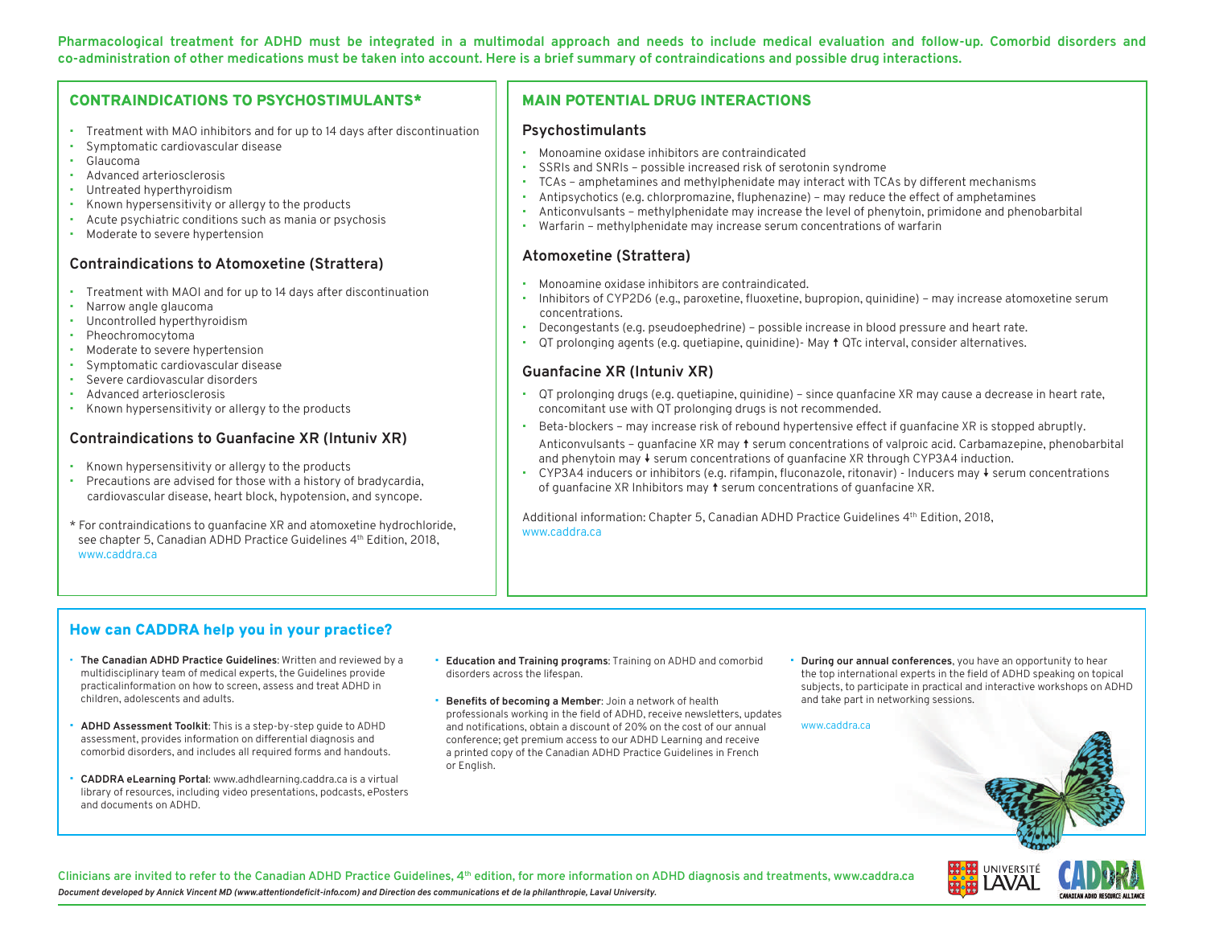**Pharmacological treatment for ADHD must be integrated in a multimodal approach and needs to include medical evaluation and follow-up. Comorbid disorders and co-administration of other medications must be taken into account. Here is a brief summary of contraindications and possible drug interactions.**

## CONTRAINDICATIONS TO PSYCHOSTIMULANTS*

- Treatment with MAO inhibitors and for up to 14 days after discontinuation
- Symptomatic cardiovascular disease
- Glaucoma
- Advanced arteriosclerosis
- Untreated hyperthyroidism
- Known hypersensitivity or allergy to the products
- Acute psychiatric conditions such as mania or psychosis
- Moderate to severe hypertension

### Contraindications to Atomoxetine (Strattera)

- Treatment with MAOI and for up to 14 days after discontinuation
- Narrow angle glaucoma
- Uncontrolled hyperthyroidism
- Pheochromocytoma
- Moderate to severe hypertension
- Symptomatic cardiovascular disease
- Severe cardiovascular disorders
- Advanced arteriosclerosis
- Known hypersensitivity or allergy to the products

### Contraindications to Guanfacine XR (Intuniv XR)

- Known hypersensitivity or allergy to the products
- Precautions are advised for those with a history of bradycardia, cardiovascular disease, heart block, hypotension, and syncope.

* For contraindications to guanfacine XR and atomoxetine hydrochloride, see chapter 5, Canadian ADHD Practice Guidelines 4th Edition, 2018, www.caddra.ca

## MAIN POTENTIAL DRUG INTERACTIONS

### Psychostimulants

- Monoamine oxidase inhibitors are contraindicated
- SSRIs and SNRIs – possible increased risk of serotonin syndrome
- TCAs – amphetamines and methylphenidate may interact with TCAs by different mechanisms
- Antipsychotics (e.g. chlorpromazine, fluphenazine) – may reduce the effect of amphetamines
- Anticonvulsants – methylphenidate may increase the level of phenytoin, primidone and phenobarbital
- Warfarin – methylphenidate may increase serum concentrations of warfarin

### Atomoxetine (Strattera)

- Monoamine oxidase inhibitors are contraindicated.
- Inhibitors of CYP2D6 (e.g., paroxetine, fluoxetine, bupropion, quinidine) – may increase atomoxetine serum concentrations.
- Decongestants (e.g. pseudoephedrine) – possible increase in blood pressure and heart rate.
- QT prolonging agents (e.g. quetiapine, quinidine)- May ↑ QTc interval, consider alternatives.

### Guanfacine XR (Intuniv XR)

- QT prolonging drugs (e.g. quetiapine, quinidine) – since guanfacine XR may cause a decrease in heart rate, concomitant use with QT prolonging drugs is not recommended.
- Beta-blockers – may increase risk of rebound hypertensive effect if guanfacine XR is stopped abruptly.
  Anticonvulsants – guanfacine XR may ↑ serum concentrations of valproic acid. Carbamazepine, phenobarbital and phenytoin may ↓ serum concentrations of guanfacine XR through CYP3A4 induction.
- CYP3A4 inducers or inhibitors (e.g. rifampin, fluconazole, ritonavir) - Inducers may ↓ serum concentrations of guanfacine XR Inhibitors may ↑ serum concentrations of guanfacine XR.

Additional information: Chapter 5, Canadian ADHD Practice Guidelines 4th Edition, 2018, www.caddra.ca

## How can CADDRA help you in your practice?

- **The Canadian ADHD Practice Guidelines**: Written and reviewed by a multidisciplinary team of medical experts, the Guidelines provide practicalinformation on how to screen, assess and treat ADHD in children, adolescents and adults.
- **ADHD Assessment Toolkit**: This is a step-by-step guide to ADHD assessment, provides information on differential diagnosis and comorbid disorders, and includes all required forms and handouts.
- **CADDRA eLearning Portal**: www.adhdlearning.caddra.ca is a virtual library of resources, including video presentations, podcasts, ePosters and documents on ADHD.
- **Education and Training programs**: Training on ADHD and comorbid disorders across the lifespan.
- **Benefits of becoming a Member**: Join a network of health professionals working in the field of ADHD, receive newsletters, updates and notifications, obtain a discount of 20% on the cost of our annual conference; get premium access to our ADHD Learning and receive a printed copy of the Canadian ADHD Practice Guidelines in French or English.
- **During our annual conferences**, you have an opportunity to hear the top international experts in the field of ADHD speaking on topical subjects, to participate in practical and interactive workshops on ADHD and take part in networking sessions.

www.caddra.ca

Clinicians are invited to refer to the Canadian ADHD Practice Guidelines, 4th edition, for more information on ADHD diagnosis and treatments, www.caddra.ca

*Document developed by Annick Vincent MD (www.attentiondeficit-info.com) and Direction des communications et de la philanthropie, Laval University.*

UNIVERSITÉ LAVAL

CADDRA CANADIAN ADHD RESOURCE ALLIANCE